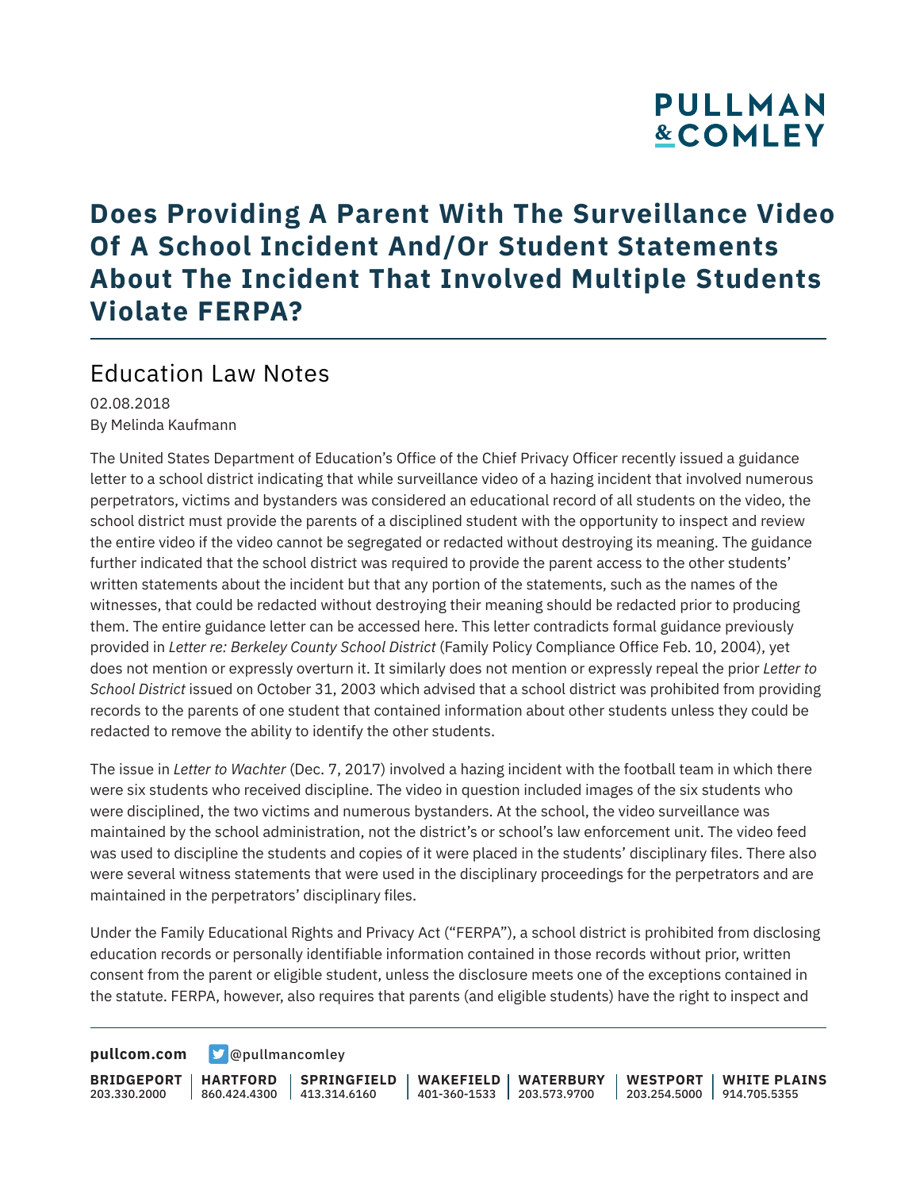# Does Providing A Parent With The Surveillance Video Of A School Incident And/Or Student Statements About The Incident That Involved Multiple Students Violate FERPA?

## Education Law Notes

02.08.2018
By Melinda Kaufmann

The United States Department of Education's Office of the Chief Privacy Officer recently issued a guidance letter to a school district indicating that while surveillance video of a hazing incident that involved numerous perpetrators, victims and bystanders was considered an educational record of all students on the video, the school district must provide the parents of a disciplined student with the opportunity to inspect and review the entire video if the video cannot be segregated or redacted without destroying its meaning. The guidance further indicated that the school district was required to provide the parent access to the other students' written statements about the incident but that any portion of the statements, such as the names of the witnesses, that could be redacted without destroying their meaning should be redacted prior to producing them. The entire guidance letter can be accessed here. This letter contradicts formal guidance previously provided in *Letter re: Berkeley County School District* (Family Policy Compliance Office Feb. 10, 2004), yet does not mention or expressly overturn it. It similarly does not mention or expressly repeal the prior *Letter to School District* issued on October 31, 2003 which advised that a school district was prohibited from providing records to the parents of one student that contained information about other students unless they could be redacted to remove the ability to identify the other students.

The issue in *Letter to Wachter* (Dec. 7, 2017) involved a hazing incident with the football team in which there were six students who received discipline. The video in question included images of the six students who were disciplined, the two victims and numerous bystanders. At the school, the video surveillance was maintained by the school administration, not the district's or school's law enforcement unit. The video feed was used to discipline the students and copies of it were placed in the students' disciplinary files. There also were several witness statements that were used in the disciplinary proceedings for the perpetrators and are maintained in the perpetrators' disciplinary files.

Under the Family Educational Rights and Privacy Act ("FERPA"), a school district is prohibited from disclosing education records or personally identifiable information contained in those records without prior, written consent from the parent or eligible student, unless the disclosure meets one of the exceptions contained in the statute. FERPA, however, also requires that parents (and eligible students) have the right to inspect and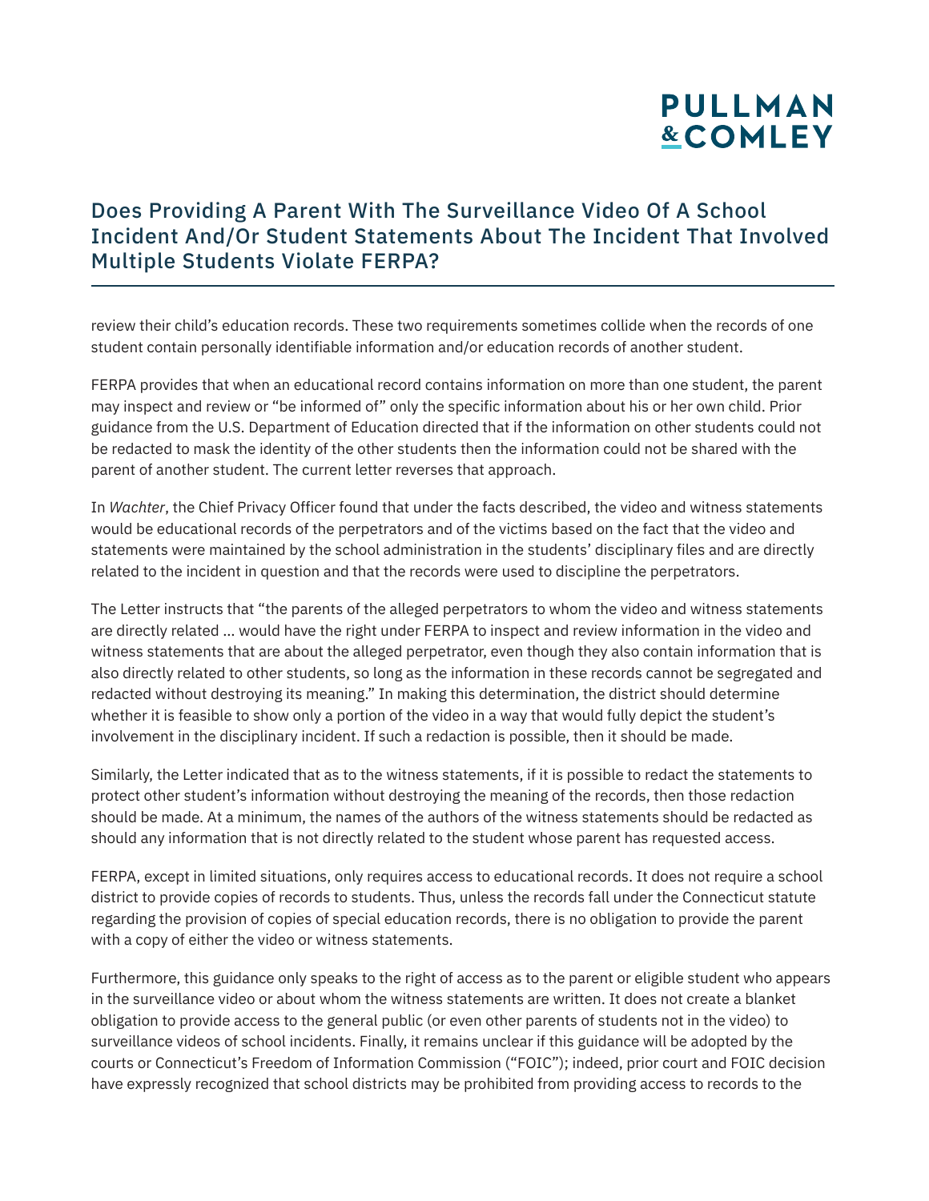review their child's education records. These two requirements sometimes collide when the records of one student contain personally identifiable information and/or education records of another student.

FERPA provides that when an educational record contains information on more than one student, the parent may inspect and review or "be informed of" only the specific information about his or her own child. Prior guidance from the U.S. Department of Education directed that if the information on other students could not be redacted to mask the identity of the other students then the information could not be shared with the parent of another student. The current letter reverses that approach.

In *Wachter*, the Chief Privacy Officer found that under the facts described, the video and witness statements would be educational records of the perpetrators and of the victims based on the fact that the video and statements were maintained by the school administration in the students' disciplinary files and are directly related to the incident in question and that the records were used to discipline the perpetrators.

The Letter instructs that "the parents of the alleged perpetrators to whom the video and witness statements are directly related … would have the right under FERPA to inspect and review information in the video and witness statements that are about the alleged perpetrator, even though they also contain information that is also directly related to other students, so long as the information in these records cannot be segregated and redacted without destroying its meaning." In making this determination, the district should determine whether it is feasible to show only a portion of the video in a way that would fully depict the student's involvement in the disciplinary incident. If such a redaction is possible, then it should be made.

Similarly, the Letter indicated that as to the witness statements, if it is possible to redact the statements to protect other student's information without destroying the meaning of the records, then those redaction should be made. At a minimum, the names of the authors of the witness statements should be redacted as should any information that is not directly related to the student whose parent has requested access.

FERPA, except in limited situations, only requires access to educational records. It does not require a school district to provide copies of records to students. Thus, unless the records fall under the Connecticut statute regarding the provision of copies of special education records, there is no obligation to provide the parent with a copy of either the video or witness statements.

Furthermore, this guidance only speaks to the right of access as to the parent or eligible student who appears in the surveillance video or about whom the witness statements are written. It does not create a blanket obligation to provide access to the general public (or even other parents of students not in the video) to surveillance videos of school incidents. Finally, it remains unclear if this guidance will be adopted by the courts or Connecticut's Freedom of Information Commission ("FOIC"); indeed, prior court and FOIC decision have expressly recognized that school districts may be prohibited from providing access to records to the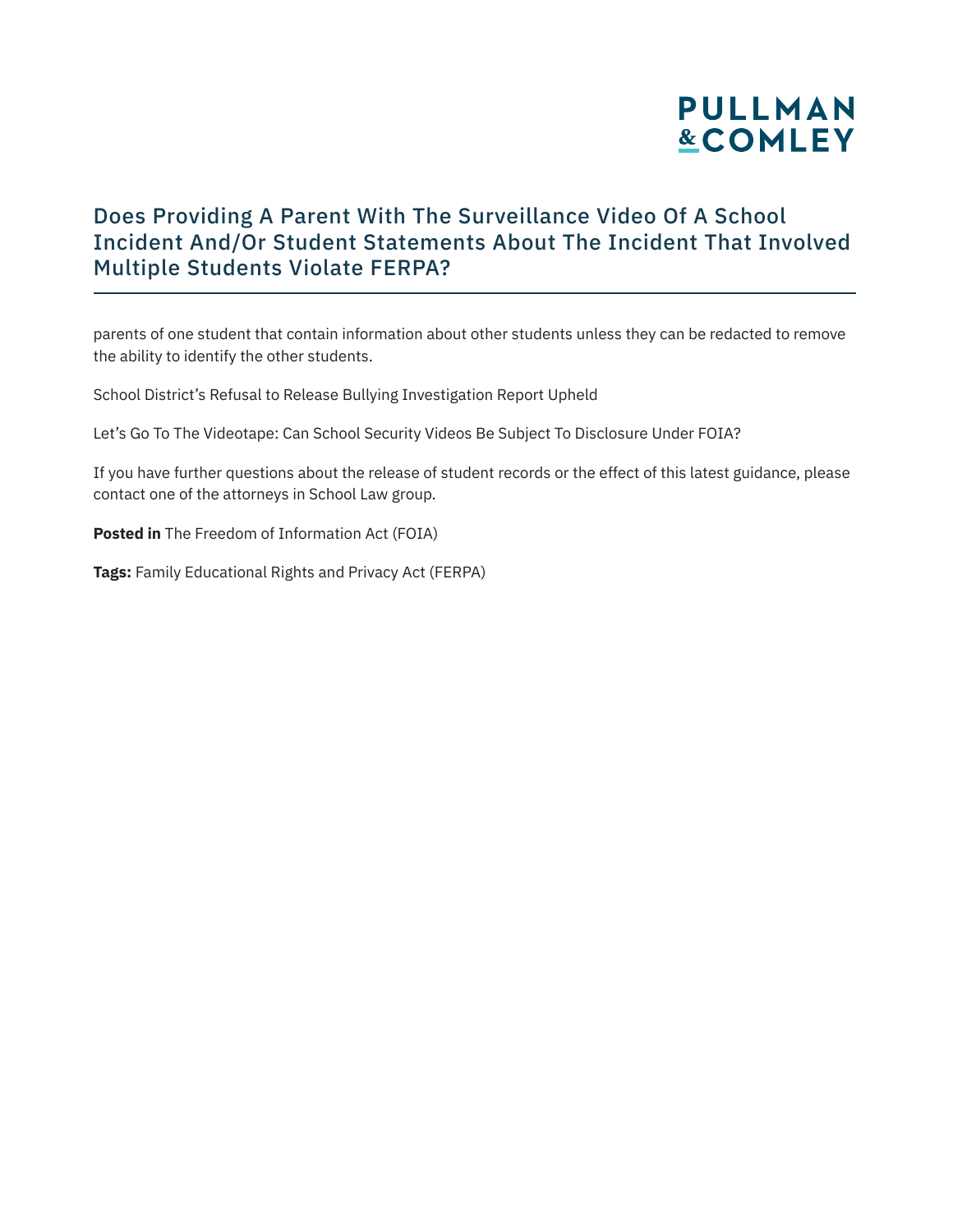parents of one student that contain information about other students unless they can be redacted to remove the ability to identify the other students.

School District's Refusal to Release Bullying Investigation Report Upheld

Let's Go To The Videotape: Can School Security Videos Be Subject To Disclosure Under FOIA?

If you have further questions about the release of student records or the effect of this latest guidance, please contact one of the attorneys in School Law group.

**Posted in** The Freedom of Information Act (FOIA)

**Tags:** Family Educational Rights and Privacy Act (FERPA)